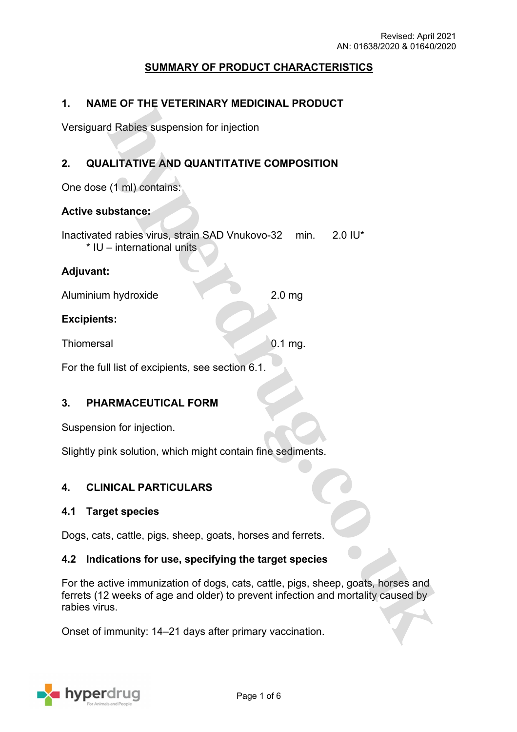Revised: April 2021
AN: 01638/2020 & 01640/2020

# SUMMARY OF PRODUCT CHARACTERISTICS

## 1. NAME OF THE VETERINARY MEDICINAL PRODUCT

Versiguard Rabies suspension for injection

## 2. QUALITATIVE AND QUANTITATIVE COMPOSITION

One dose (1 ml) contains:

**Active substance:**

Inactivated rabies virus, strain SAD Vnukovo-32 min. 2.0 IU*
 * IU – international units

**Adjuvant:**

Aluminium hydroxide 2.0 mg

**Excipients:**

Thiomersal 0.1 mg.

For the full list of excipients, see section 6.1.

## 3. PHARMACEUTICAL FORM

Suspension for injection.

Slightly pink solution, which might contain fine sediments.

## 4. CLINICAL PARTICULARS

### 4.1 Target species

Dogs, cats, cattle, pigs, sheep, goats, horses and ferrets.

### 4.2 Indications for use, specifying the target species

For the active immunization of dogs, cats, cattle, pigs, sheep, goats, horses and ferrets (12 weeks of age and older) to prevent infection and mortality caused by rabies virus.

Onset of immunity: 14–21 days after primary vaccination.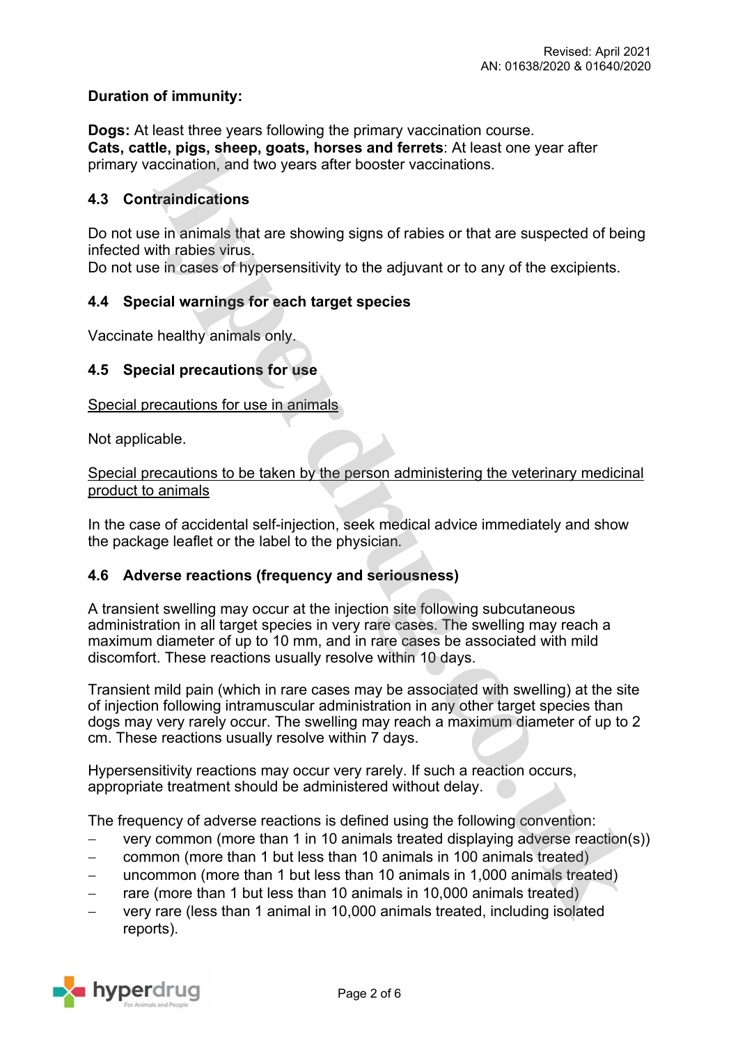**Duration of immunity:**

**Dogs:** At least three years following the primary vaccination course.
**Cats, cattle, pigs, sheep, goats, horses and ferrets**: At least one year after primary vaccination, and two years after booster vaccinations.

## 4.3 Contraindications

Do not use in animals that are showing signs of rabies or that are suspected of being infected with rabies virus.
Do not use in cases of hypersensitivity to the adjuvant or to any of the excipients.

## 4.4 Special warnings for each target species

Vaccinate healthy animals only.

## 4.5 Special precautions for use

Special precautions for use in animals

Not applicable.

Special precautions to be taken by the person administering the veterinary medicinal product to animals

In the case of accidental self-injection, seek medical advice immediately and show the package leaflet or the label to the physician.

## 4.6 Adverse reactions (frequency and seriousness)

A transient swelling may occur at the injection site following subcutaneous administration in all target species in very rare cases. The swelling may reach a maximum diameter of up to 10 mm, and in rare cases be associated with mild discomfort. These reactions usually resolve within 10 days.

Transient mild pain (which in rare cases may be associated with swelling) at the site of injection following intramuscular administration in any other target species than dogs may very rarely occur. The swelling may reach a maximum diameter of up to 2 cm. These reactions usually resolve within 7 days.

Hypersensitivity reactions may occur very rarely. If such a reaction occurs, appropriate treatment should be administered without delay.

The frequency of adverse reactions is defined using the following convention:

- very common (more than 1 in 10 animals treated displaying adverse reaction(s))
- common (more than 1 but less than 10 animals in 100 animals treated)
- uncommon (more than 1 but less than 10 animals in 1,000 animals treated)
- rare (more than 1 but less than 10 animals in 10,000 animals treated)
- very rare (less than 1 animal in 10,000 animals treated, including isolated reports).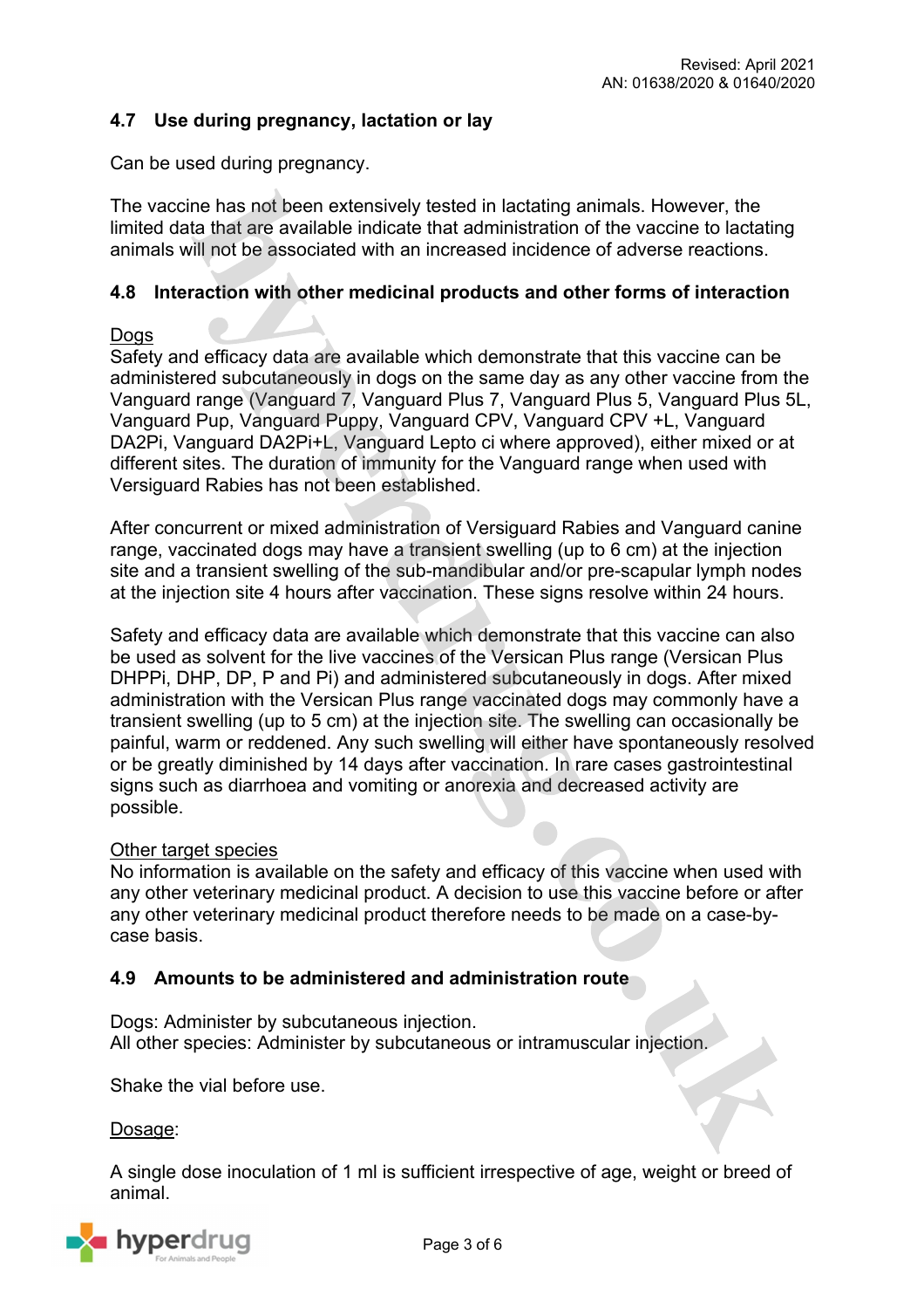### 4.7 Use during pregnancy, lactation or lay

Can be used during pregnancy.

The vaccine has not been extensively tested in lactating animals. However, the limited data that are available indicate that administration of the vaccine to lactating animals will not be associated with an increased incidence of adverse reactions.

### 4.8 Interaction with other medicinal products and other forms of interaction

Dogs

Safety and efficacy data are available which demonstrate that this vaccine can be administered subcutaneously in dogs on the same day as any other vaccine from the Vanguard range (Vanguard 7, Vanguard Plus 7, Vanguard Plus 5, Vanguard Plus 5L, Vanguard Pup, Vanguard Puppy, Vanguard CPV, Vanguard CPV +L, Vanguard DA2Pi, Vanguard DA2Pi+L, Vanguard Lepto ci where approved), either mixed or at different sites. The duration of immunity for the Vanguard range when used with Versiguard Rabies has not been established.

After concurrent or mixed administration of Versiguard Rabies and Vanguard canine range, vaccinated dogs may have a transient swelling (up to 6 cm) at the injection site and a transient swelling of the sub-mandibular and/or pre-scapular lymph nodes at the injection site 4 hours after vaccination. These signs resolve within 24 hours.

Safety and efficacy data are available which demonstrate that this vaccine can also be used as solvent for the live vaccines of the Versican Plus range (Versican Plus DHPPi, DHP, DP, P and Pi) and administered subcutaneously in dogs. After mixed administration with the Versican Plus range vaccinated dogs may commonly have a transient swelling (up to 5 cm) at the injection site. The swelling can occasionally be painful, warm or reddened. Any such swelling will either have spontaneously resolved or be greatly diminished by 14 days after vaccination. In rare cases gastrointestinal signs such as diarrhoea and vomiting or anorexia and decreased activity are possible.

Other target species

No information is available on the safety and efficacy of this vaccine when used with any other veterinary medicinal product. A decision to use this vaccine before or after any other veterinary medicinal product therefore needs to be made on a case-by-case basis.

### 4.9 Amounts to be administered and administration route

Dogs: Administer by subcutaneous injection.
All other species: Administer by subcutaneous or intramuscular injection.

Shake the vial before use.

Dosage:

A single dose inoculation of 1 ml is sufficient irrespective of age, weight or breed of animal.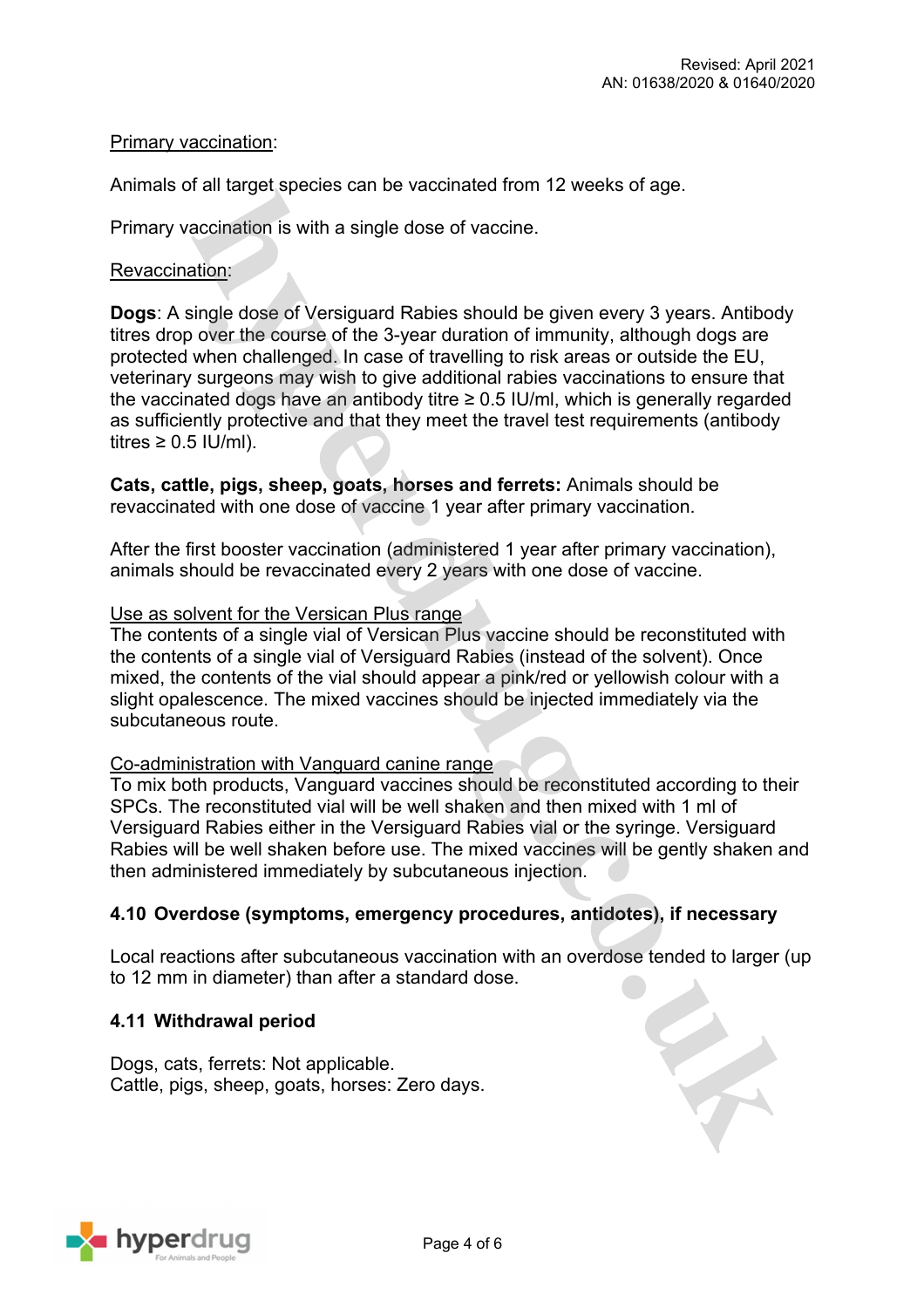Primary vaccination:

Animals of all target species can be vaccinated from 12 weeks of age.

Primary vaccination is with a single dose of vaccine.

Revaccination:

**Dogs**: A single dose of Versiguard Rabies should be given every 3 years. Antibody titres drop over the course of the 3-year duration of immunity, although dogs are protected when challenged. In case of travelling to risk areas or outside the EU, veterinary surgeons may wish to give additional rabies vaccinations to ensure that the vaccinated dogs have an antibody titre ≥ 0.5 IU/ml, which is generally regarded as sufficiently protective and that they meet the travel test requirements (antibody titres ≥ 0.5 IU/ml).

**Cats, cattle, pigs, sheep, goats, horses and ferrets:** Animals should be revaccinated with one dose of vaccine 1 year after primary vaccination.

After the first booster vaccination (administered 1 year after primary vaccination), animals should be revaccinated every 2 years with one dose of vaccine.

Use as solvent for the Versican Plus range

The contents of a single vial of Versican Plus vaccine should be reconstituted with the contents of a single vial of Versiguard Rabies (instead of the solvent). Once mixed, the contents of the vial should appear a pink/red or yellowish colour with a slight opalescence. The mixed vaccines should be injected immediately via the subcutaneous route.

Co-administration with Vanguard canine range

To mix both products, Vanguard vaccines should be reconstituted according to their SPCs. The reconstituted vial will be well shaken and then mixed with 1 ml of Versiguard Rabies either in the Versiguard Rabies vial or the syringe. Versiguard Rabies will be well shaken before use. The mixed vaccines will be gently shaken and then administered immediately by subcutaneous injection.

## 4.10 Overdose (symptoms, emergency procedures, antidotes), if necessary

Local reactions after subcutaneous vaccination with an overdose tended to larger (up to 12 mm in diameter) than after a standard dose.

## 4.11 Withdrawal period

Dogs, cats, ferrets: Not applicable.
Cattle, pigs, sheep, goats, horses: Zero days.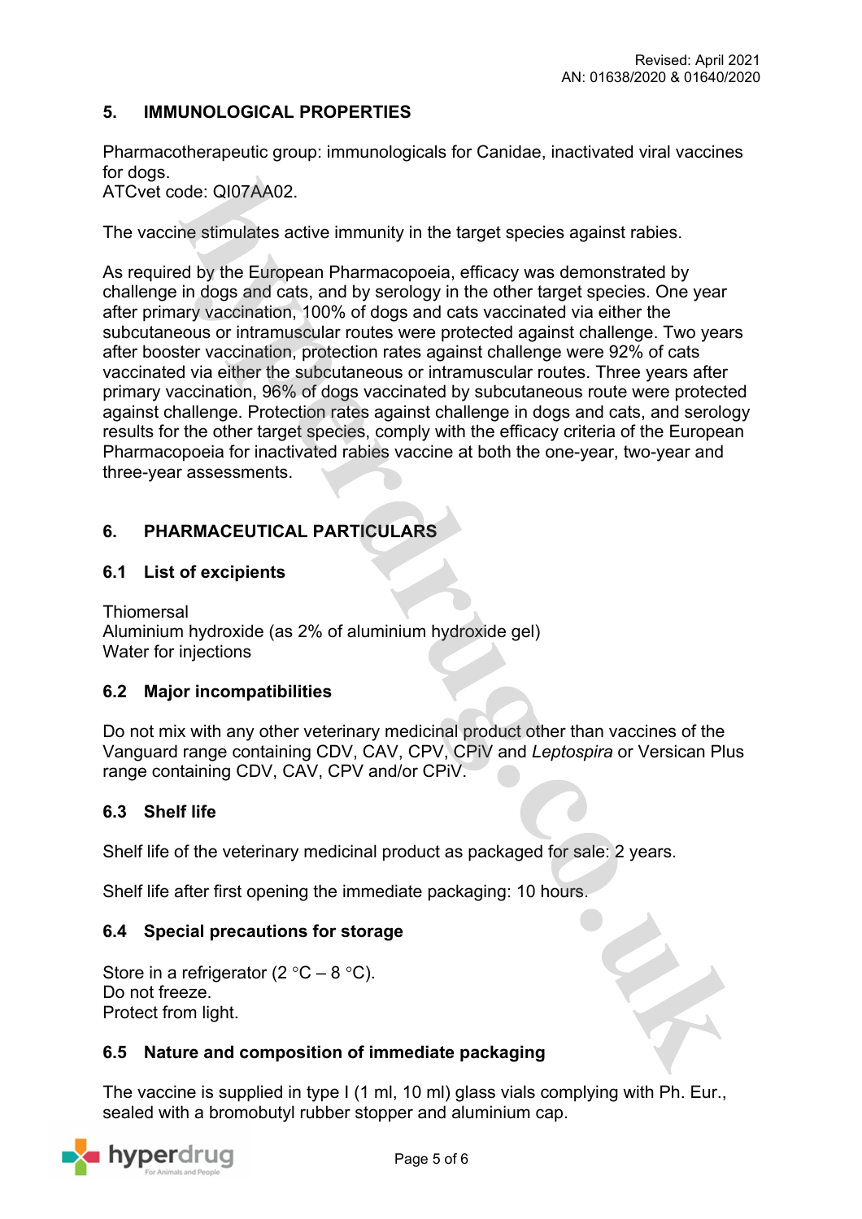## 5. IMMUNOLOGICAL PROPERTIES

Pharmacotherapeutic group: immunologicals for Canidae, inactivated viral vaccines for dogs.
ATCvet code: QI07AA02.

The vaccine stimulates active immunity in the target species against rabies.

As required by the European Pharmacopoeia, efficacy was demonstrated by challenge in dogs and cats, and by serology in the other target species. One year after primary vaccination, 100% of dogs and cats vaccinated via either the subcutaneous or intramuscular routes were protected against challenge. Two years after booster vaccination, protection rates against challenge were 92% of cats vaccinated via either the subcutaneous or intramuscular routes. Three years after primary vaccination, 96% of dogs vaccinated by subcutaneous route were protected against challenge. Protection rates against challenge in dogs and cats, and serology results for the other target species, comply with the efficacy criteria of the European Pharmacopoeia for inactivated rabies vaccine at both the one-year, two-year and three-year assessments.

## 6. PHARMACEUTICAL PARTICULARS

### 6.1 List of excipients

Thiomersal
Aluminium hydroxide (as 2% of aluminium hydroxide gel)
Water for injections

### 6.2 Major incompatibilities

Do not mix with any other veterinary medicinal product other than vaccines of the Vanguard range containing CDV, CAV, CPV, CPiV and *Leptospira* or Versican Plus range containing CDV, CAV, CPV and/or CPiV.

### 6.3 Shelf life

Shelf life of the veterinary medicinal product as packaged for sale: 2 years.

Shelf life after first opening the immediate packaging: 10 hours.

### 6.4 Special precautions for storage

Store in a refrigerator (2 °C – 8 °C).
Do not freeze.
Protect from light.

### 6.5 Nature and composition of immediate packaging

The vaccine is supplied in type I (1 ml, 10 ml) glass vials complying with Ph. Eur., sealed with a bromobutyl rubber stopper and aluminium cap.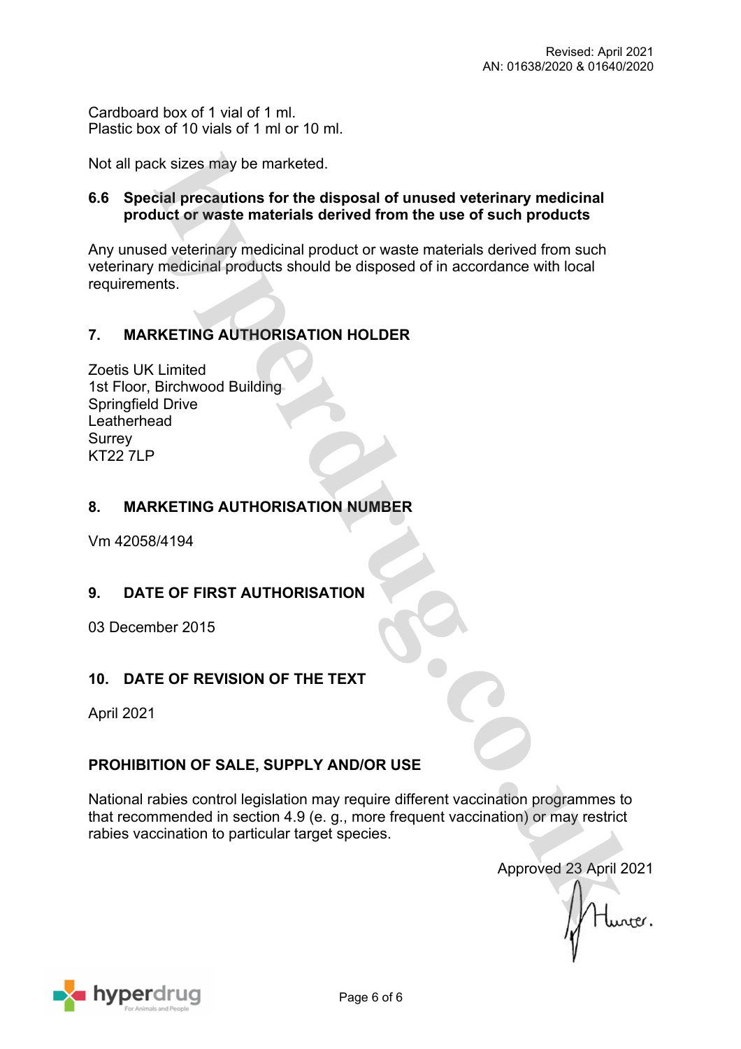Cardboard box of 1 vial of 1 ml.
Plastic box of 10 vials of 1 ml or 10 ml.

Not all pack sizes may be marketed.

### 6.6 Special precautions for the disposal of unused veterinary medicinal product or waste materials derived from the use of such products

Any unused veterinary medicinal product or waste materials derived from such veterinary medicinal products should be disposed of in accordance with local requirements.

## 7. MARKETING AUTHORISATION HOLDER

Zoetis UK Limited
1st Floor, Birchwood Building
Springfield Drive
Leatherhead
Surrey
KT22 7LP

## 8. MARKETING AUTHORISATION NUMBER

Vm 42058/4194

## 9. DATE OF FIRST AUTHORISATION

03 December 2015

## 10. DATE OF REVISION OF THE TEXT

April 2021

## PROHIBITION OF SALE, SUPPLY AND/OR USE

National rabies control legislation may require different vaccination programmes to that recommended in section 4.9 (e. g., more frequent vaccination) or may restrict rabies vaccination to particular target species.

Approved 23 April 2021

Hunter.